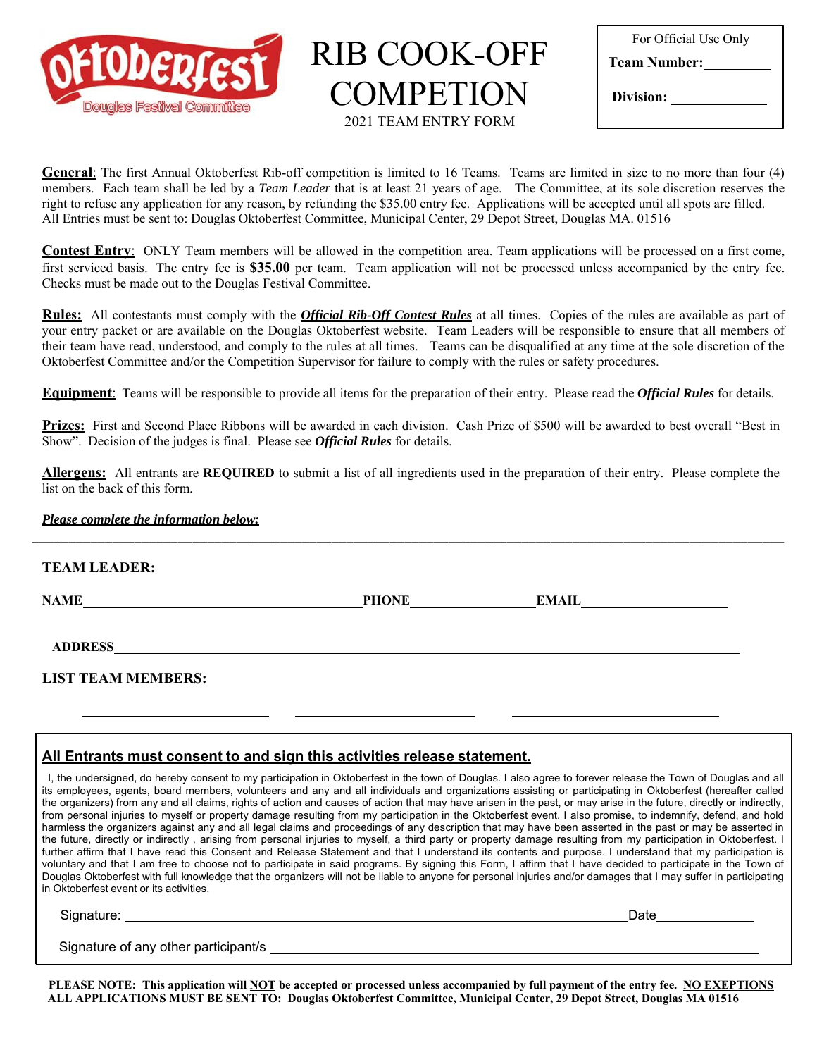# RIB COOK-OFF COMPETION

2021 TEAM ENTRY FORM

For Official Use Only

**Team Number:** ________

**Division:** ________

**General**: The first Annual Oktoberfest Rib-off competition is limited to 16 Teams. Teams are limited in size to no more than four (4) members. Each team shall be led by a *Team Leader* that is at least 21 years of age. The Committee, at its sole discretion reserves the right to refuse any application for any reason, by refunding the $35.00 entry fee. Applications will be accepted until all spots are filled. All Entries must be sent to: Douglas Oktoberfest Committee, Municipal Center, 29 Depot Street, Douglas MA. 01516

**Contest Entry**: ONLY Team members will be allowed in the competition area. Team applications will be processed on a first come, first serviced basis. The entry fee is **$35.00** per team. Team application will not be processed unless accompanied by the entry fee. Checks must be made out to the Douglas Festival Committee.

**Rules:** All contestants must comply with the ***Official Rib-Off Contest Rules*** at all times. Copies of the rules are available as part of your entry packet or are available on the Douglas Oktoberfest website. Team Leaders will be responsible to ensure that all members of their team have read, understood, and comply to the rules at all times. Teams can be disqualified at any time at the sole discretion of the Oktoberfest Committee and/or the Competition Supervisor for failure to comply with the rules or safety procedures.

**Equipment**: Teams will be responsible to provide all items for the preparation of their entry. Please read the ***Official Rules*** for details.

**Prizes:** First and Second Place Ribbons will be awarded in each division. Cash Prize of $500 will be awarded to best overall "Best in Show". Decision of the judges is final. Please see ***Official Rules*** for details.

**Allergens:** All entrants are **REQUIRED** to submit a list of all ingredients used in the preparation of their entry. Please complete the list on the back of this form.

***Please complete the information below:***

---

**TEAM LEADER:**

**NAME** ____________________ **PHONE** ____________ **EMAIL** ____________

**ADDRESS** ________________________________________

**LIST TEAM MEMBERS:**

____________________ ____________________ ____________________

**All Entrants must consent to and sign this activities release statement.**

I, the undersigned, do hereby consent to my participation in Oktoberfest in the town of Douglas. I also agree to forever release the Town of Douglas and all its employees, agents, board members, volunteers and any and all individuals and organizations assisting or participating in Oktoberfest (hereafter called the organizers) from any and all claims, rights of action and causes of action that may have arisen in the past, or may arise in the future, directly or indirectly, from personal injuries to myself or property damage resulting from my participation in the Oktoberfest event. I also promise, to indemnify, defend, and hold harmless the organizers against any and all legal claims and proceedings of any description that may have been asserted in the past or may be asserted in the future, directly or indirectly , arising from personal injuries to myself, a third party or property damage resulting from my participation in Oktoberfest. I further affirm that I have read this Consent and Release Statement and that I understand its contents and purpose. I understand that my participation is voluntary and that I am free to choose not to participate in said programs. By signing this Form, I affirm that I have decided to participate in the Town of Douglas Oktoberfest with full knowledge that the organizers will not be liable to anyone for personal injuries and/or damages that I may suffer in participating in Oktoberfest event or its activities.

Signature: ________________________________ Date ____________

Signature of any other participant/s ________________________________

**PLEASE NOTE: This application will NOT be accepted or processed unless accompanied by full payment of the entry fee. NO EXEPTIONS**
**ALL APPLICATIONS MUST BE SENT TO: Douglas Oktoberfest Committee, Municipal Center, 29 Depot Street, Douglas MA 01516**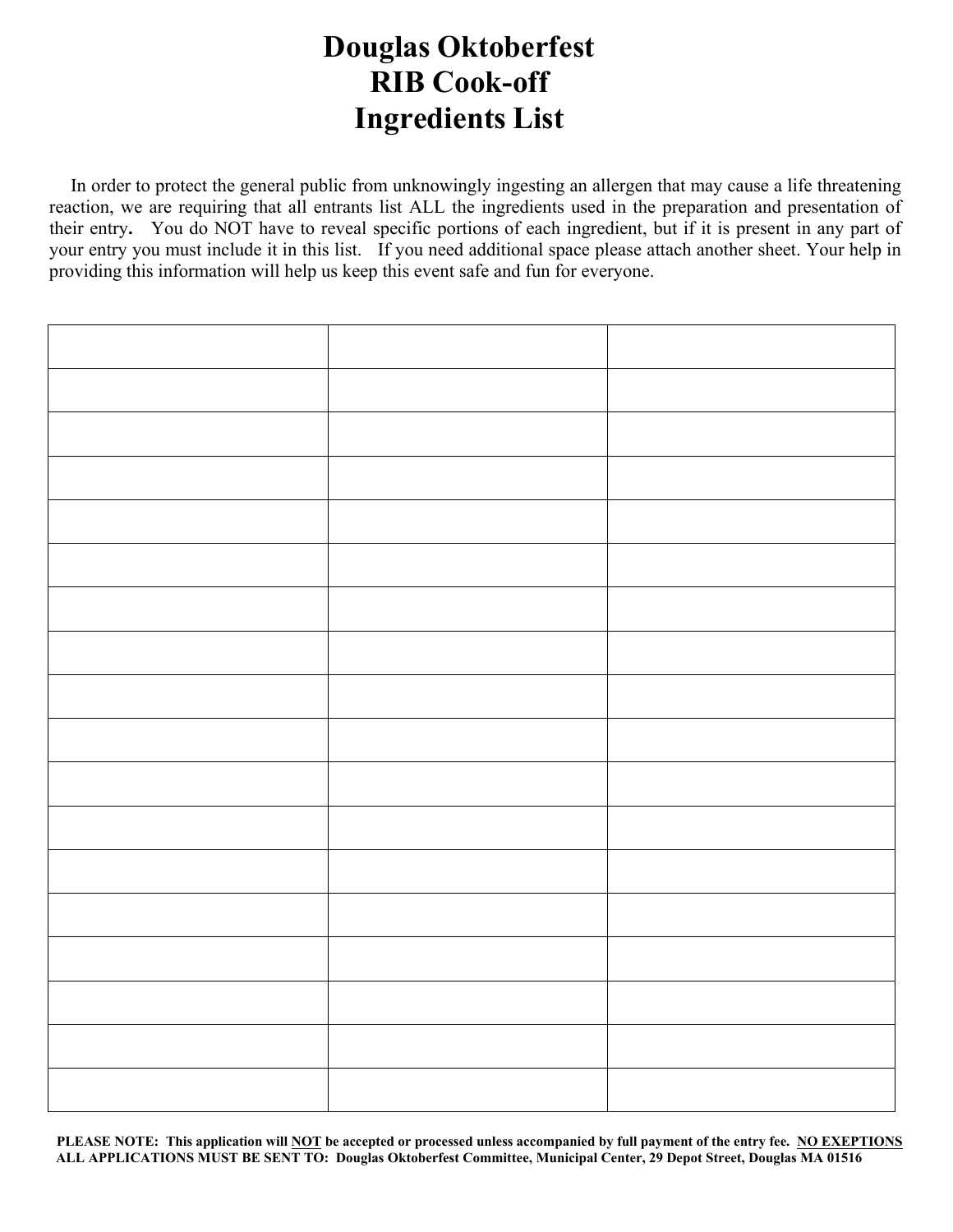# Douglas Oktoberfest
# RIB Cook-off
# Ingredients List

In order to protect the general public from unknowingly ingesting an allergen that may cause a life threatening reaction, we are requiring that all entrants list ALL the ingredients used in the preparation and presentation of their entry. You do NOT have to reveal specific portions of each ingredient, but if it is present in any part of your entry you must include it in this list. If you need additional space please attach another sheet. Your help in providing this information will help us keep this event safe and fun for everyone.

| | | |
|---|---|---|
| | | |
| | | |
| | | |
| | | |
| | | |
| | | |
| | | |
| | | |
| | | |
| | | |
| | | |
| | | |
| | | |
| | | |
| | | |
| | | |
| | | |

**PLEASE NOTE: This application will NOT be accepted or processed unless accompanied by full payment of the entry fee. NO EXEPTIONS**
**ALL APPLICATIONS MUST BE SENT TO: Douglas Oktoberfest Committee, Municipal Center, 29 Depot Street, Douglas MA 01516**